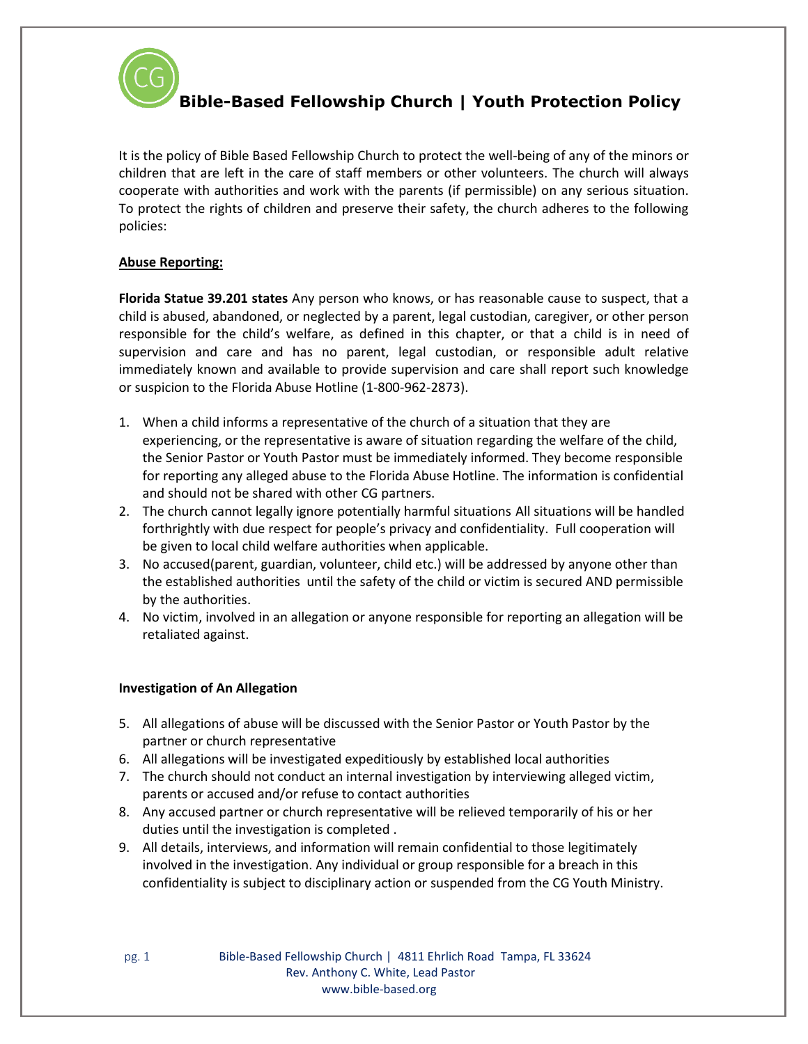# Bible-Based Fellowship Church | Youth Protection Policy

It is the policy of Bible Based Fellowship Church to protect the well-being of any of the minors or children that are left in the care of staff members or other volunteers. The church will always cooperate with authorities and work with the parents (if permissible) on any serious situation. To protect the rights of children and preserve their safety, the church adheres to the following policies:

## Abuse Reporting:

**Florida Statue 39.201 states** Any person who knows, or has reasonable cause to suspect, that a child is abused, abandoned, or neglected by a parent, legal custodian, caregiver, or other person responsible for the child's welfare, as defined in this chapter, or that a child is in need of supervision and care and has no parent, legal custodian, or responsible adult relative immediately known and available to provide supervision and care shall report such knowledge or suspicion to the Florida Abuse Hotline (1-800-962-2873).

1. When a child informs a representative of the church of a situation that they are experiencing, or the representative is aware of situation regarding the welfare of the child, the Senior Pastor or Youth Pastor must be immediately informed. They become responsible for reporting any alleged abuse to the Florida Abuse Hotline. The information is confidential and should not be shared with other CG partners.
2. The church cannot legally ignore potentially harmful situations All situations will be handled forthrightly with due respect for people's privacy and confidentiality. Full cooperation will be given to local child welfare authorities when applicable.
3. No accused(parent, guardian, volunteer, child etc.) will be addressed by anyone other than the established authorities until the safety of the child or victim is secured AND permissible by the authorities.
4. No victim, involved in an allegation or anyone responsible for reporting an allegation will be retaliated against.

### Investigation of An Allegation

5. All allegations of abuse will be discussed with the Senior Pastor or Youth Pastor by the partner or church representative
6. All allegations will be investigated expeditiously by established local authorities
7. The church should not conduct an internal investigation by interviewing alleged victim, parents or accused and/or refuse to contact authorities
8. Any accused partner or church representative will be relieved temporarily of his or her duties until the investigation is completed .
9. All details, interviews, and information will remain confidential to those legitimately involved in the investigation. Any individual or group responsible for a breach in this confidentiality is subject to disciplinary action or suspended from the CG Youth Ministry.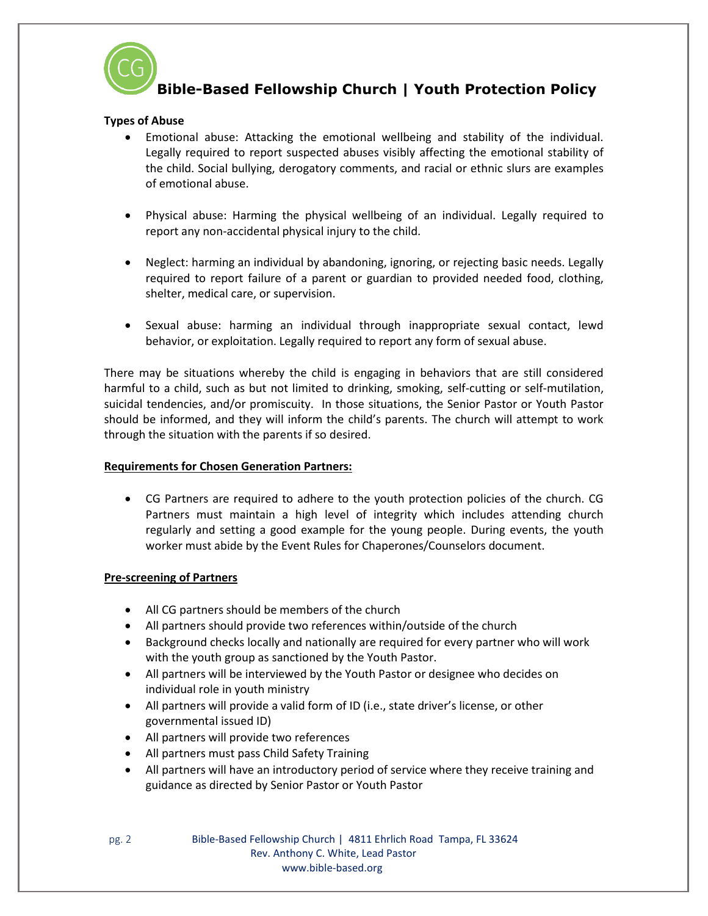**Types of Abuse**

- Emotional abuse: Attacking the emotional wellbeing and stability of the individual. Legally required to report suspected abuses visibly affecting the emotional stability of the child. Social bullying, derogatory comments, and racial or ethnic slurs are examples of emotional abuse.

- Physical abuse: Harming the physical wellbeing of an individual. Legally required to report any non-accidental physical injury to the child.

- Neglect: harming an individual by abandoning, ignoring, or rejecting basic needs. Legally required to report failure of a parent or guardian to provided needed food, clothing, shelter, medical care, or supervision.

- Sexual abuse: harming an individual through inappropriate sexual contact, lewd behavior, or exploitation. Legally required to report any form of sexual abuse.

There may be situations whereby the child is engaging in behaviors that are still considered harmful to a child, such as but not limited to drinking, smoking, self-cutting or self-mutilation, suicidal tendencies, and/or promiscuity. In those situations, the Senior Pastor or Youth Pastor should be informed, and they will inform the child's parents. The church will attempt to work through the situation with the parents if so desired.

**Requirements for Chosen Generation Partners:**

- CG Partners are required to adhere to the youth protection policies of the church. CG Partners must maintain a high level of integrity which includes attending church regularly and setting a good example for the young people. During events, the youth worker must abide by the Event Rules for Chaperones/Counselors document.

**Pre-screening of Partners**

- All CG partners should be members of the church
- All partners should provide two references within/outside of the church
- Background checks locally and nationally are required for every partner who will work with the youth group as sanctioned by the Youth Pastor.
- All partners will be interviewed by the Youth Pastor or designee who decides on individual role in youth ministry
- All partners will provide a valid form of ID (i.e., state driver's license, or other governmental issued ID)
- All partners will provide two references
- All partners must pass Child Safety Training
- All partners will have an introductory period of service where they receive training and guidance as directed by Senior Pastor or Youth Pastor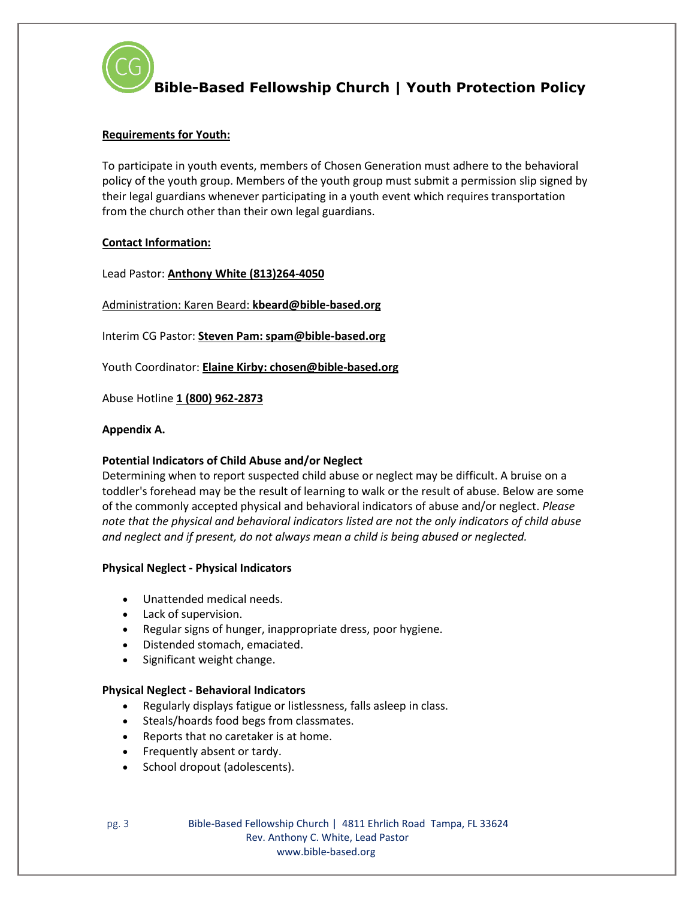**Requirements for Youth:**

To participate in youth events, members of Chosen Generation must adhere to the behavioral policy of the youth group. Members of the youth group must submit a permission slip signed by their legal guardians whenever participating in a youth event which requires transportation from the church other than their own legal guardians.

**Contact Information:**

Lead Pastor: **Anthony White (813)264-4050**

Administration: Karen Beard: **kbeard@bible-based.org**

Interim CG Pastor: **Steven Pam: spam@bible-based.org**

Youth Coordinator: **Elaine Kirby: chosen@bible-based.org**

Abuse Hotline **1 (800) 962-2873**

**Appendix A.**

**Potential Indicators of Child Abuse and/or Neglect**

Determining when to report suspected child abuse or neglect may be difficult. A bruise on a toddler's forehead may be the result of learning to walk or the result of abuse. Below are some of the commonly accepted physical and behavioral indicators of abuse and/or neglect. *Please note that the physical and behavioral indicators listed are not the only indicators of child abuse and neglect and if present, do not always mean a child is being abused or neglected.*

**Physical Neglect - Physical Indicators**

- Unattended medical needs.
- Lack of supervision.
- Regular signs of hunger, inappropriate dress, poor hygiene.
- Distended stomach, emaciated.
- Significant weight change.

**Physical Neglect - Behavioral Indicators**

- Regularly displays fatigue or listlessness, falls asleep in class.
- Steals/hoards food begs from classmates.
- Reports that no caretaker is at home.
- Frequently absent or tardy.
- School dropout (adolescents).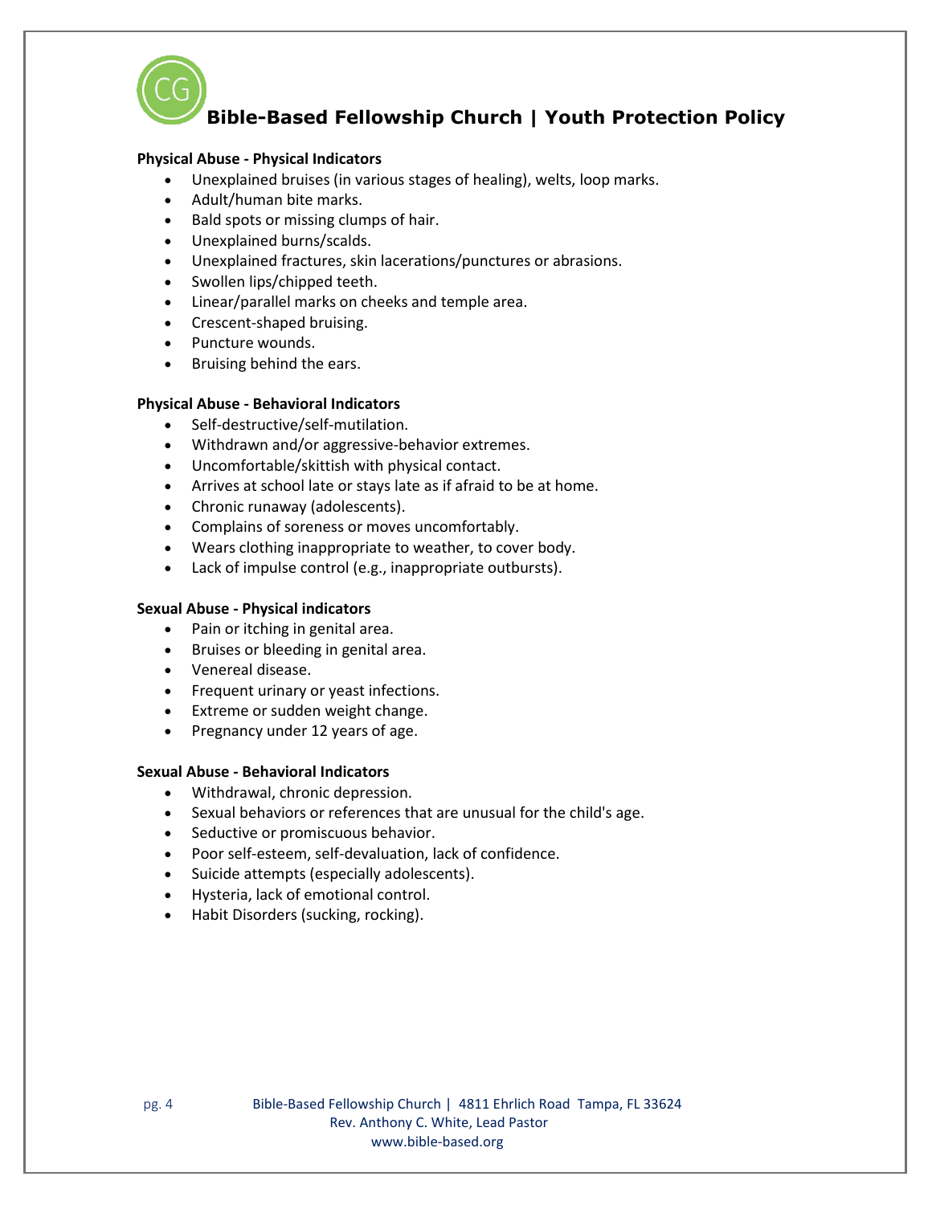**Physical Abuse - Physical Indicators**

- Unexplained bruises (in various stages of healing), welts, loop marks.
- Adult/human bite marks.
- Bald spots or missing clumps of hair.
- Unexplained burns/scalds.
- Unexplained fractures, skin lacerations/punctures or abrasions.
- Swollen lips/chipped teeth.
- Linear/parallel marks on cheeks and temple area.
- Crescent-shaped bruising.
- Puncture wounds.
- Bruising behind the ears.

**Physical Abuse - Behavioral Indicators**

- Self-destructive/self-mutilation.
- Withdrawn and/or aggressive-behavior extremes.
- Uncomfortable/skittish with physical contact.
- Arrives at school late or stays late as if afraid to be at home.
- Chronic runaway (adolescents).
- Complains of soreness or moves uncomfortably.
- Wears clothing inappropriate to weather, to cover body.
- Lack of impulse control (e.g., inappropriate outbursts).

**Sexual Abuse - Physical indicators**

- Pain or itching in genital area.
- Bruises or bleeding in genital area.
- Venereal disease.
- Frequent urinary or yeast infections.
- Extreme or sudden weight change.
- Pregnancy under 12 years of age.

**Sexual Abuse - Behavioral Indicators**

- Withdrawal, chronic depression.
- Sexual behaviors or references that are unusual for the child's age.
- Seductive or promiscuous behavior.
- Poor self-esteem, self-devaluation, lack of confidence.
- Suicide attempts (especially adolescents).
- Hysteria, lack of emotional control.
- Habit Disorders (sucking, rocking).